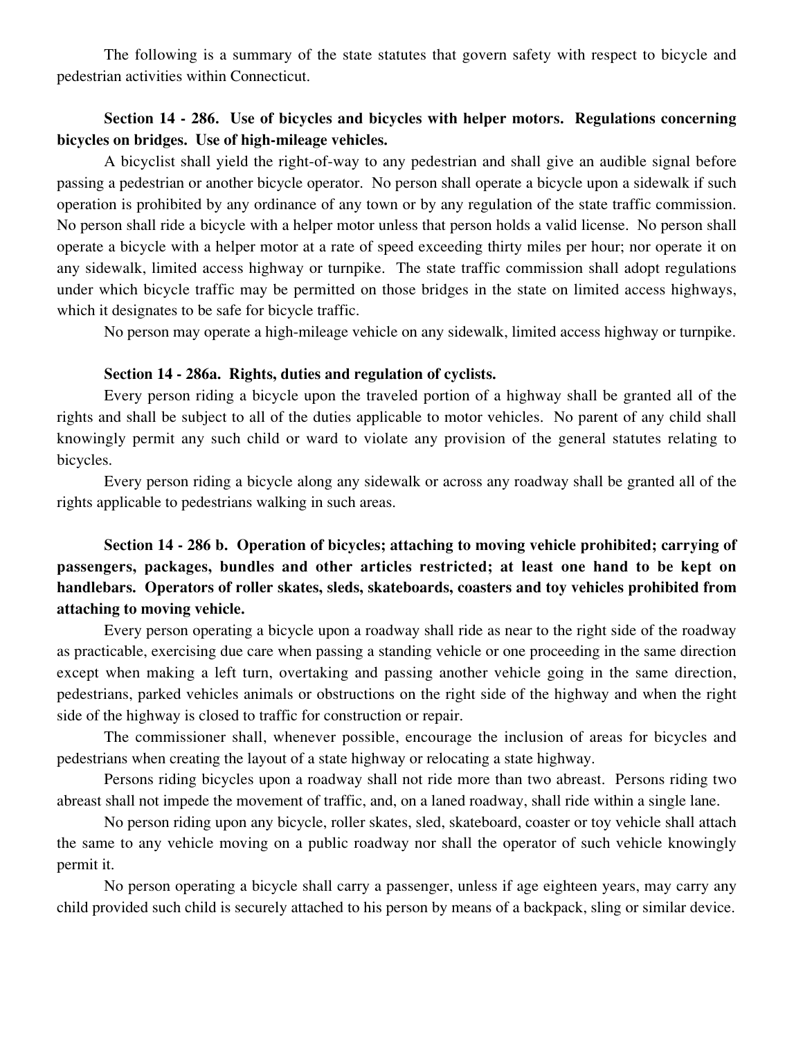The following is a summary of the state statutes that govern safety with respect to bicycle and pedestrian activities within Connecticut.

### Section 14 - 286. Use of bicycles and bicycles with helper motors. Regulations concerning bicycles on bridges. Use of high-mileage vehicles.

A bicyclist shall yield the right-of-way to any pedestrian and shall give an audible signal before passing a pedestrian or another bicycle operator. No person shall operate a bicycle upon a sidewalk if such operation is prohibited by any ordinance of any town or by any regulation of the state traffic commission. No person shall ride a bicycle with a helper motor unless that person holds a valid license. No person shall operate a bicycle with a helper motor at a rate of speed exceeding thirty miles per hour; nor operate it on any sidewalk, limited access highway or turnpike. The state traffic commission shall adopt regulations under which bicycle traffic may be permitted on those bridges in the state on limited access highways, which it designates to be safe for bicycle traffic.

No person may operate a high-mileage vehicle on any sidewalk, limited access highway or turnpike.

### Section 14 - 286a. Rights, duties and regulation of cyclists.

Every person riding a bicycle upon the traveled portion of a highway shall be granted all of the rights and shall be subject to all of the duties applicable to motor vehicles. No parent of any child shall knowingly permit any such child or ward to violate any provision of the general statutes relating to bicycles.

Every person riding a bicycle along any sidewalk or across any roadway shall be granted all of the rights applicable to pedestrians walking in such areas.

### Section 14 - 286 b. Operation of bicycles; attaching to moving vehicle prohibited; carrying of passengers, packages, bundles and other articles restricted; at least one hand to be kept on handlebars. Operators of roller skates, sleds, skateboards, coasters and toy vehicles prohibited from attaching to moving vehicle.

Every person operating a bicycle upon a roadway shall ride as near to the right side of the roadway as practicable, exercising due care when passing a standing vehicle or one proceeding in the same direction except when making a left turn, overtaking and passing another vehicle going in the same direction, pedestrians, parked vehicles animals or obstructions on the right side of the highway and when the right side of the highway is closed to traffic for construction or repair.

The commissioner shall, whenever possible, encourage the inclusion of areas for bicycles and pedestrians when creating the layout of a state highway or relocating a state highway.

Persons riding bicycles upon a roadway shall not ride more than two abreast. Persons riding two abreast shall not impede the movement of traffic, and, on a laned roadway, shall ride within a single lane.

No person riding upon any bicycle, roller skates, sled, skateboard, coaster or toy vehicle shall attach the same to any vehicle moving on a public roadway nor shall the operator of such vehicle knowingly permit it.

No person operating a bicycle shall carry a passenger, unless if age eighteen years, may carry any child provided such child is securely attached to his person by means of a backpack, sling or similar device.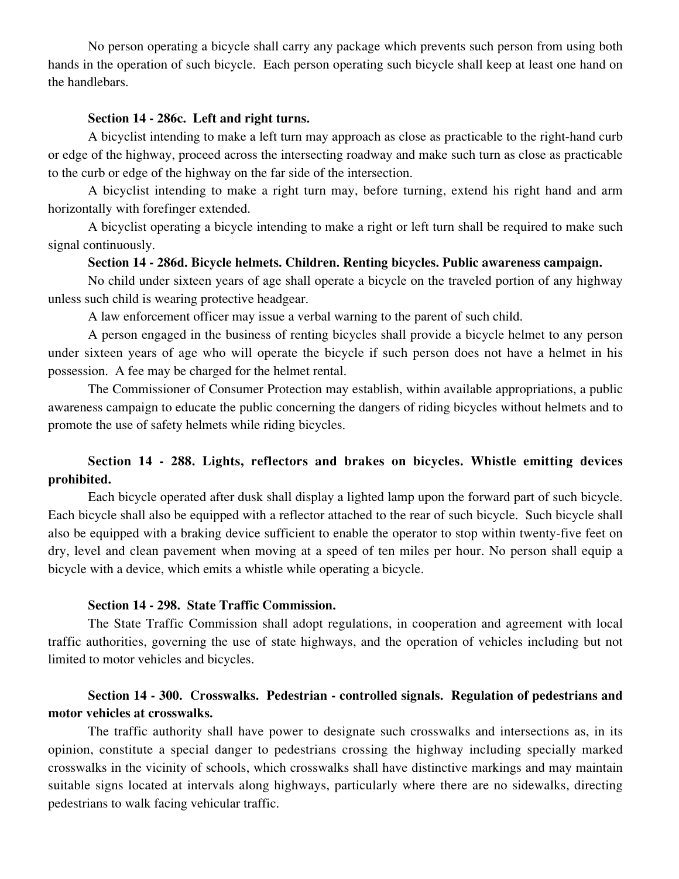No person operating a bicycle shall carry any package which prevents such person from using both hands in the operation of such bicycle. Each person operating such bicycle shall keep at least one hand on the handlebars.

**Section 14 - 286c. Left and right turns.**

A bicyclist intending to make a left turn may approach as close as practicable to the right-hand curb or edge of the highway, proceed across the intersecting roadway and make such turn as close as practicable to the curb or edge of the highway on the far side of the intersection.

A bicyclist intending to make a right turn may, before turning, extend his right hand and arm horizontally with forefinger extended.

A bicyclist operating a bicycle intending to make a right or left turn shall be required to make such signal continuously.

**Section 14 - 286d. Bicycle helmets. Children. Renting bicycles. Public awareness campaign.**

No child under sixteen years of age shall operate a bicycle on the traveled portion of any highway unless such child is wearing protective headgear.

A law enforcement officer may issue a verbal warning to the parent of such child.

A person engaged in the business of renting bicycles shall provide a bicycle helmet to any person under sixteen years of age who will operate the bicycle if such person does not have a helmet in his possession. A fee may be charged for the helmet rental.

The Commissioner of Consumer Protection may establish, within available appropriations, a public awareness campaign to educate the public concerning the dangers of riding bicycles without helmets and to promote the use of safety helmets while riding bicycles.

**Section 14 - 288. Lights, reflectors and brakes on bicycles. Whistle emitting devices prohibited.**

Each bicycle operated after dusk shall display a lighted lamp upon the forward part of such bicycle. Each bicycle shall also be equipped with a reflector attached to the rear of such bicycle. Such bicycle shall also be equipped with a braking device sufficient to enable the operator to stop within twenty-five feet on dry, level and clean pavement when moving at a speed of ten miles per hour. No person shall equip a bicycle with a device, which emits a whistle while operating a bicycle.

**Section 14 - 298. State Traffic Commission.**

The State Traffic Commission shall adopt regulations, in cooperation and agreement with local traffic authorities, governing the use of state highways, and the operation of vehicles including but not limited to motor vehicles and bicycles.

**Section 14 - 300. Crosswalks. Pedestrian - controlled signals. Regulation of pedestrians and motor vehicles at crosswalks.**

The traffic authority shall have power to designate such crosswalks and intersections as, in its opinion, constitute a special danger to pedestrians crossing the highway including specially marked crosswalks in the vicinity of schools, which crosswalks shall have distinctive markings and may maintain suitable signs located at intervals along highways, particularly where there are no sidewalks, directing pedestrians to walk facing vehicular traffic.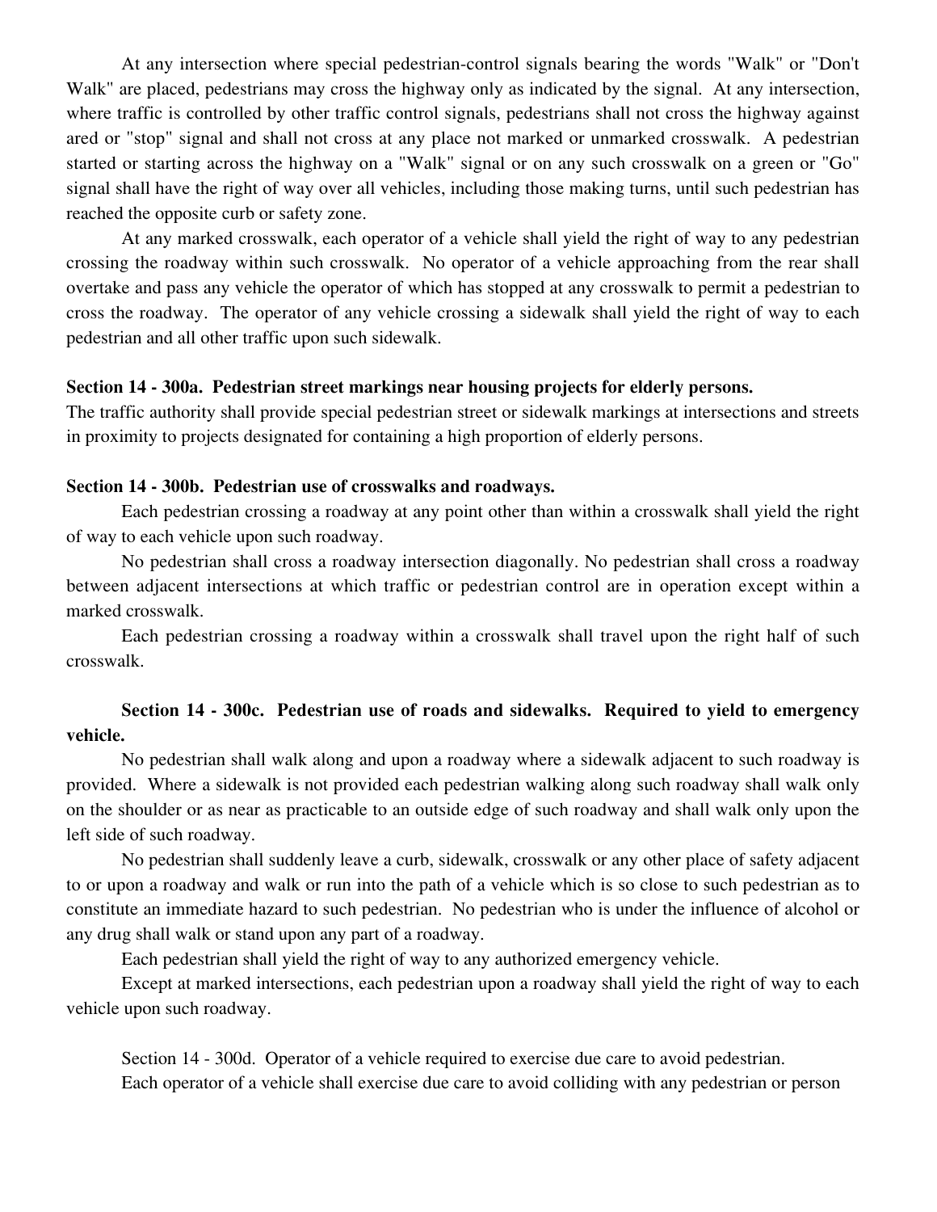At any intersection where special pedestrian-control signals bearing the words "Walk" or "Don't Walk" are placed, pedestrians may cross the highway only as indicated by the signal. At any intersection, where traffic is controlled by other traffic control signals, pedestrians shall not cross the highway against ared or "stop" signal and shall not cross at any place not marked or unmarked crosswalk. A pedestrian started or starting across the highway on a "Walk" signal or on any such crosswalk on a green or "Go" signal shall have the right of way over all vehicles, including those making turns, until such pedestrian has reached the opposite curb or safety zone.

At any marked crosswalk, each operator of a vehicle shall yield the right of way to any pedestrian crossing the roadway within such crosswalk. No operator of a vehicle approaching from the rear shall overtake and pass any vehicle the operator of which has stopped at any crosswalk to permit a pedestrian to cross the roadway. The operator of any vehicle crossing a sidewalk shall yield the right of way to each pedestrian and all other traffic upon such sidewalk.

**Section 14 - 300a. Pedestrian street markings near housing projects for elderly persons.**

The traffic authority shall provide special pedestrian street or sidewalk markings at intersections and streets in proximity to projects designated for containing a high proportion of elderly persons.

**Section 14 - 300b. Pedestrian use of crosswalks and roadways.**

Each pedestrian crossing a roadway at any point other than within a crosswalk shall yield the right of way to each vehicle upon such roadway.

No pedestrian shall cross a roadway intersection diagonally. No pedestrian shall cross a roadway between adjacent intersections at which traffic or pedestrian control are in operation except within a marked crosswalk.

Each pedestrian crossing a roadway within a crosswalk shall travel upon the right half of such crosswalk.

**Section 14 - 300c. Pedestrian use of roads and sidewalks. Required to yield to emergency vehicle.**

No pedestrian shall walk along and upon a roadway where a sidewalk adjacent to such roadway is provided. Where a sidewalk is not provided each pedestrian walking along such roadway shall walk only on the shoulder or as near as practicable to an outside edge of such roadway and shall walk only upon the left side of such roadway.

No pedestrian shall suddenly leave a curb, sidewalk, crosswalk or any other place of safety adjacent to or upon a roadway and walk or run into the path of a vehicle which is so close to such pedestrian as to constitute an immediate hazard to such pedestrian. No pedestrian who is under the influence of alcohol or any drug shall walk or stand upon any part of a roadway.

Each pedestrian shall yield the right of way to any authorized emergency vehicle.

Except at marked intersections, each pedestrian upon a roadway shall yield the right of way to each vehicle upon such roadway.

Section 14 - 300d. Operator of a vehicle required to exercise due care to avoid pedestrian.

Each operator of a vehicle shall exercise due care to avoid colliding with any pedestrian or person